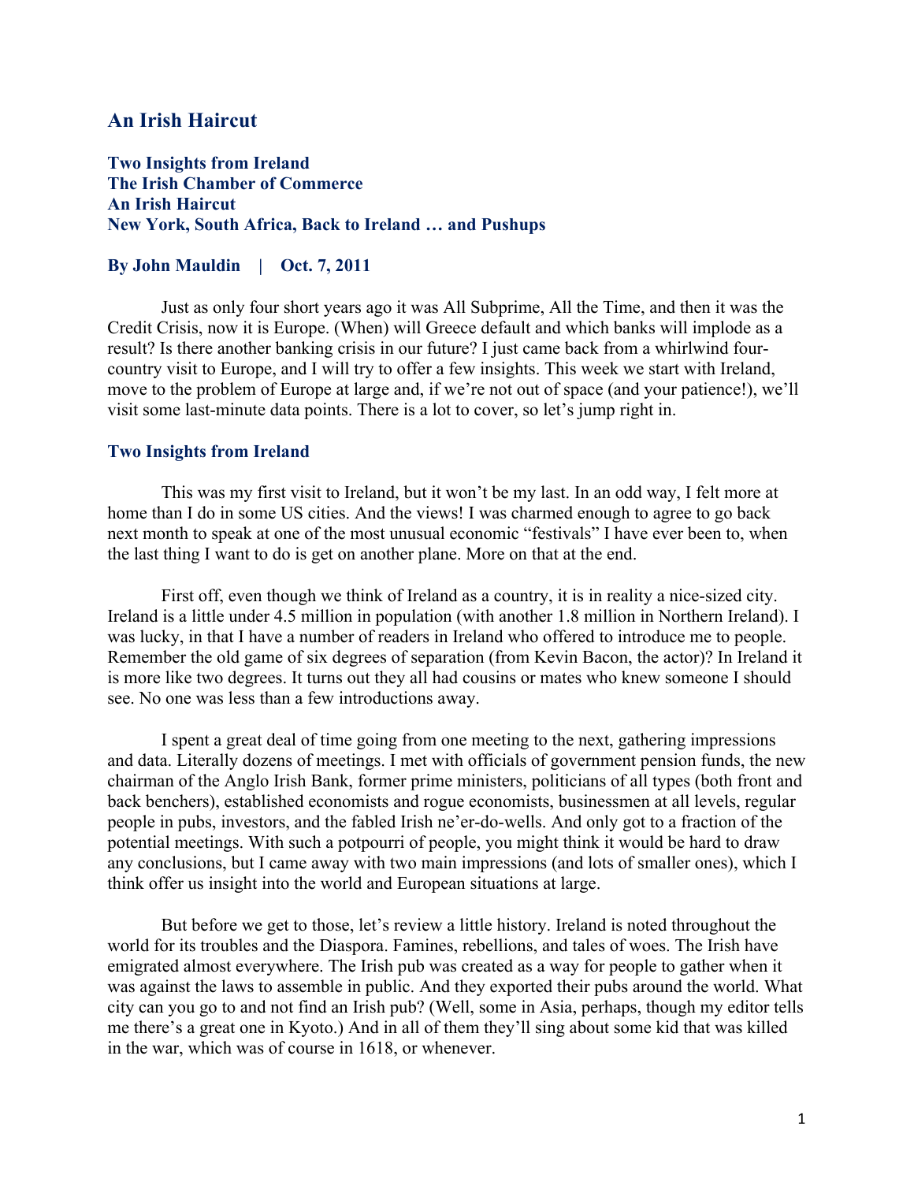# An Irish Haircut

**Two Insights from Ireland**
**The Irish Chamber of Commerce**
**An Irish Haircut**
**New York, South Africa, Back to Ireland … and Pushups**

**By John Mauldin | Oct. 7, 2011**

Just as only four short years ago it was All Subprime, All the Time, and then it was the Credit Crisis, now it is Europe. (When) will Greece default and which banks will implode as a result? Is there another banking crisis in our future? I just came back from a whirlwind four-country visit to Europe, and I will try to offer a few insights. This week we start with Ireland, move to the problem of Europe at large and, if we're not out of space (and your patience!), we'll visit some last-minute data points. There is a lot to cover, so let's jump right in.

## Two Insights from Ireland

This was my first visit to Ireland, but it won't be my last. In an odd way, I felt more at home than I do in some US cities. And the views! I was charmed enough to agree to go back next month to speak at one of the most unusual economic "festivals" I have ever been to, when the last thing I want to do is get on another plane. More on that at the end.

First off, even though we think of Ireland as a country, it is in reality a nice-sized city. Ireland is a little under 4.5 million in population (with another 1.8 million in Northern Ireland). I was lucky, in that I have a number of readers in Ireland who offered to introduce me to people. Remember the old game of six degrees of separation (from Kevin Bacon, the actor)? In Ireland it is more like two degrees. It turns out they all had cousins or mates who knew someone I should see. No one was less than a few introductions away.

I spent a great deal of time going from one meeting to the next, gathering impressions and data. Literally dozens of meetings. I met with officials of government pension funds, the new chairman of the Anglo Irish Bank, former prime ministers, politicians of all types (both front and back benchers), established economists and rogue economists, businessmen at all levels, regular people in pubs, investors, and the fabled Irish ne'er-do-wells. And only got to a fraction of the potential meetings. With such a potpourri of people, you might think it would be hard to draw any conclusions, but I came away with two main impressions (and lots of smaller ones), which I think offer us insight into the world and European situations at large.

But before we get to those, let's review a little history. Ireland is noted throughout the world for its troubles and the Diaspora. Famines, rebellions, and tales of woes. The Irish have emigrated almost everywhere. The Irish pub was created as a way for people to gather when it was against the laws to assemble in public. And they exported their pubs around the world. What city can you go to and not find an Irish pub? (Well, some in Asia, perhaps, though my editor tells me there's a great one in Kyoto.) And in all of them they'll sing about some kid that was killed in the war, which was of course in 1618, or whenever.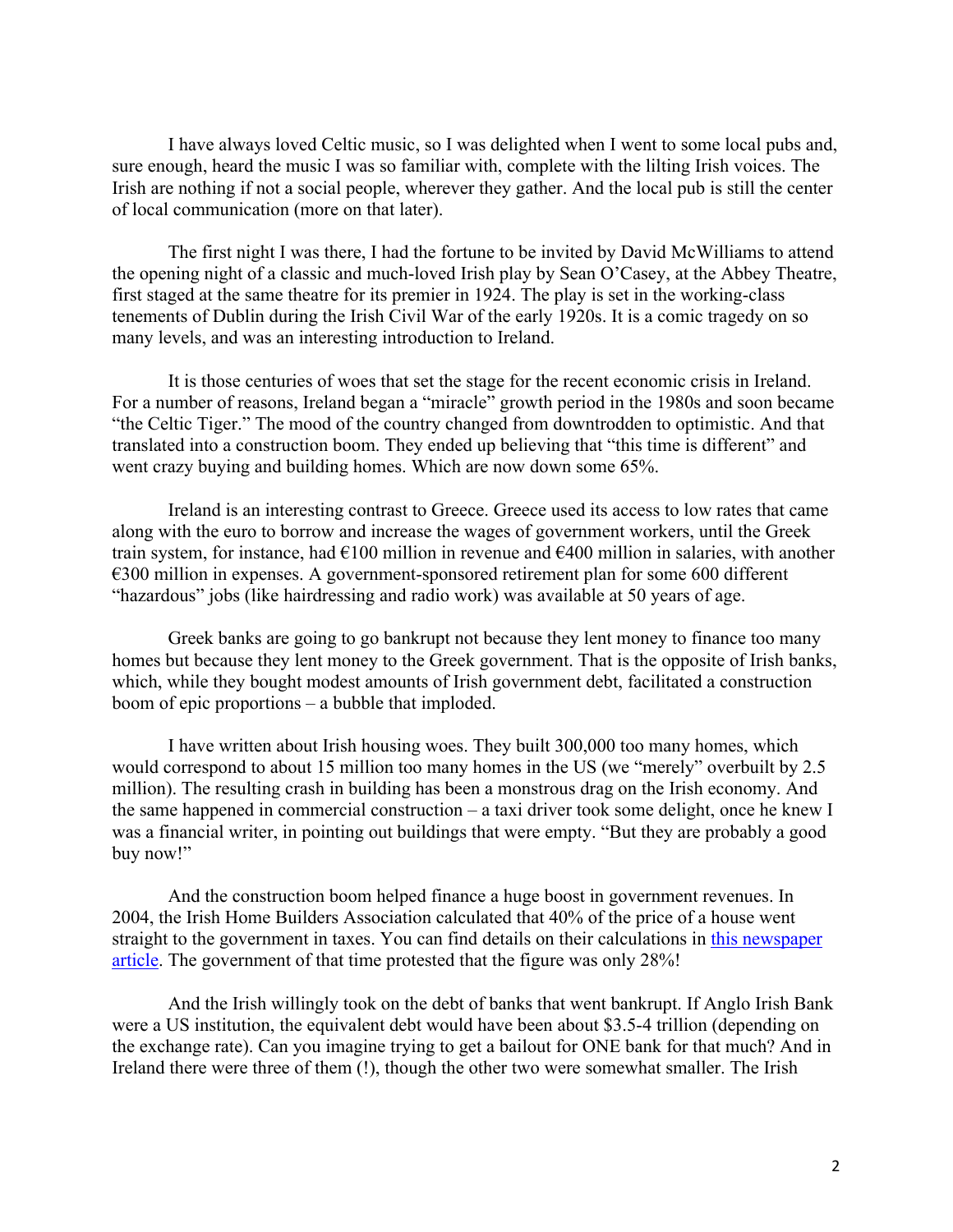I have always loved Celtic music, so I was delighted when I went to some local pubs and, sure enough, heard the music I was so familiar with, complete with the lilting Irish voices. The Irish are nothing if not a social people, wherever they gather. And the local pub is still the center of local communication (more on that later).

The first night I was there, I had the fortune to be invited by David McWilliams to attend the opening night of a classic and much-loved Irish play by Sean O'Casey, at the Abbey Theatre, first staged at the same theatre for its premier in 1924. The play is set in the working-class tenements of Dublin during the Irish Civil War of the early 1920s. It is a comic tragedy on so many levels, and was an interesting introduction to Ireland.

It is those centuries of woes that set the stage for the recent economic crisis in Ireland. For a number of reasons, Ireland began a "miracle" growth period in the 1980s and soon became "the Celtic Tiger." The mood of the country changed from downtrodden to optimistic. And that translated into a construction boom. They ended up believing that "this time is different" and went crazy buying and building homes. Which are now down some 65%.

Ireland is an interesting contrast to Greece. Greece used its access to low rates that came along with the euro to borrow and increase the wages of government workers, until the Greek train system, for instance, had €100 million in revenue and €400 million in salaries, with another €300 million in expenses. A government-sponsored retirement plan for some 600 different "hazardous" jobs (like hairdressing and radio work) was available at 50 years of age.

Greek banks are going to go bankrupt not because they lent money to finance too many homes but because they lent money to the Greek government. That is the opposite of Irish banks, which, while they bought modest amounts of Irish government debt, facilitated a construction boom of epic proportions – a bubble that imploded.

I have written about Irish housing woes. They built 300,000 too many homes, which would correspond to about 15 million too many homes in the US (we "merely" overbuilt by 2.5 million). The resulting crash in building has been a monstrous drag on the Irish economy. And the same happened in commercial construction – a taxi driver took some delight, once he knew I was a financial writer, in pointing out buildings that were empty. "But they are probably a good buy now!"

And the construction boom helped finance a huge boost in government revenues. In 2004, the Irish Home Builders Association calculated that 40% of the price of a house went straight to the government in taxes. You can find details on their calculations in this newspaper article. The government of that time protested that the figure was only 28%!

And the Irish willingly took on the debt of banks that went bankrupt. If Anglo Irish Bank were a US institution, the equivalent debt would have been about $3.5-4 trillion (depending on the exchange rate). Can you imagine trying to get a bailout for ONE bank for that much? And in Ireland there were three of them (!), though the other two were somewhat smaller. The Irish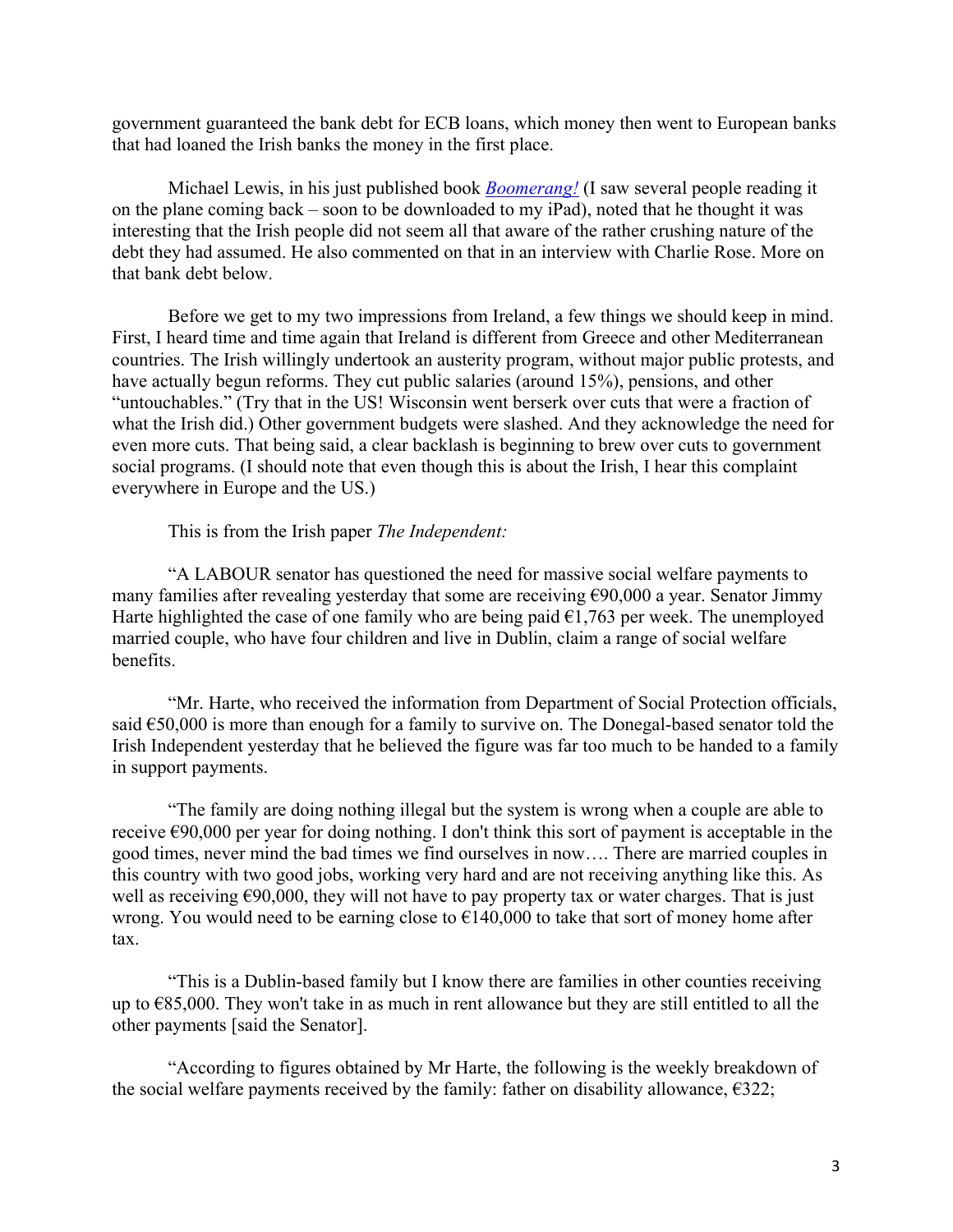government guaranteed the bank debt for ECB loans, which money then went to European banks that had loaned the Irish banks the money in the first place.

Michael Lewis, in his just published book *Boomerang!* (I saw several people reading it on the plane coming back – soon to be downloaded to my iPad), noted that he thought it was interesting that the Irish people did not seem all that aware of the rather crushing nature of the debt they had assumed. He also commented on that in an interview with Charlie Rose. More on that bank debt below.

Before we get to my two impressions from Ireland, a few things we should keep in mind. First, I heard time and time again that Ireland is different from Greece and other Mediterranean countries. The Irish willingly undertook an austerity program, without major public protests, and have actually begun reforms. They cut public salaries (around 15%), pensions, and other "untouchables." (Try that in the US! Wisconsin went berserk over cuts that were a fraction of what the Irish did.) Other government budgets were slashed. And they acknowledge the need for even more cuts. That being said, a clear backlash is beginning to brew over cuts to government social programs. (I should note that even though this is about the Irish, I hear this complaint everywhere in Europe and the US.)

This is from the Irish paper *The Independent:*

"A LABOUR senator has questioned the need for massive social welfare payments to many families after revealing yesterday that some are receiving €90,000 a year. Senator Jimmy Harte highlighted the case of one family who are being paid €1,763 per week. The unemployed married couple, who have four children and live in Dublin, claim a range of social welfare benefits.

"Mr. Harte, who received the information from Department of Social Protection officials, said €50,000 is more than enough for a family to survive on. The Donegal-based senator told the Irish Independent yesterday that he believed the figure was far too much to be handed to a family in support payments.

"The family are doing nothing illegal but the system is wrong when a couple are able to receive €90,000 per year for doing nothing. I don't think this sort of payment is acceptable in the good times, never mind the bad times we find ourselves in now…. There are married couples in this country with two good jobs, working very hard and are not receiving anything like this. As well as receiving €90,000, they will not have to pay property tax or water charges. That is just wrong. You would need to be earning close to €140,000 to take that sort of money home after tax.

"This is a Dublin-based family but I know there are families in other counties receiving up to €85,000. They won't take in as much in rent allowance but they are still entitled to all the other payments [said the Senator].

"According to figures obtained by Mr Harte, the following is the weekly breakdown of the social welfare payments received by the family: father on disability allowance, €322;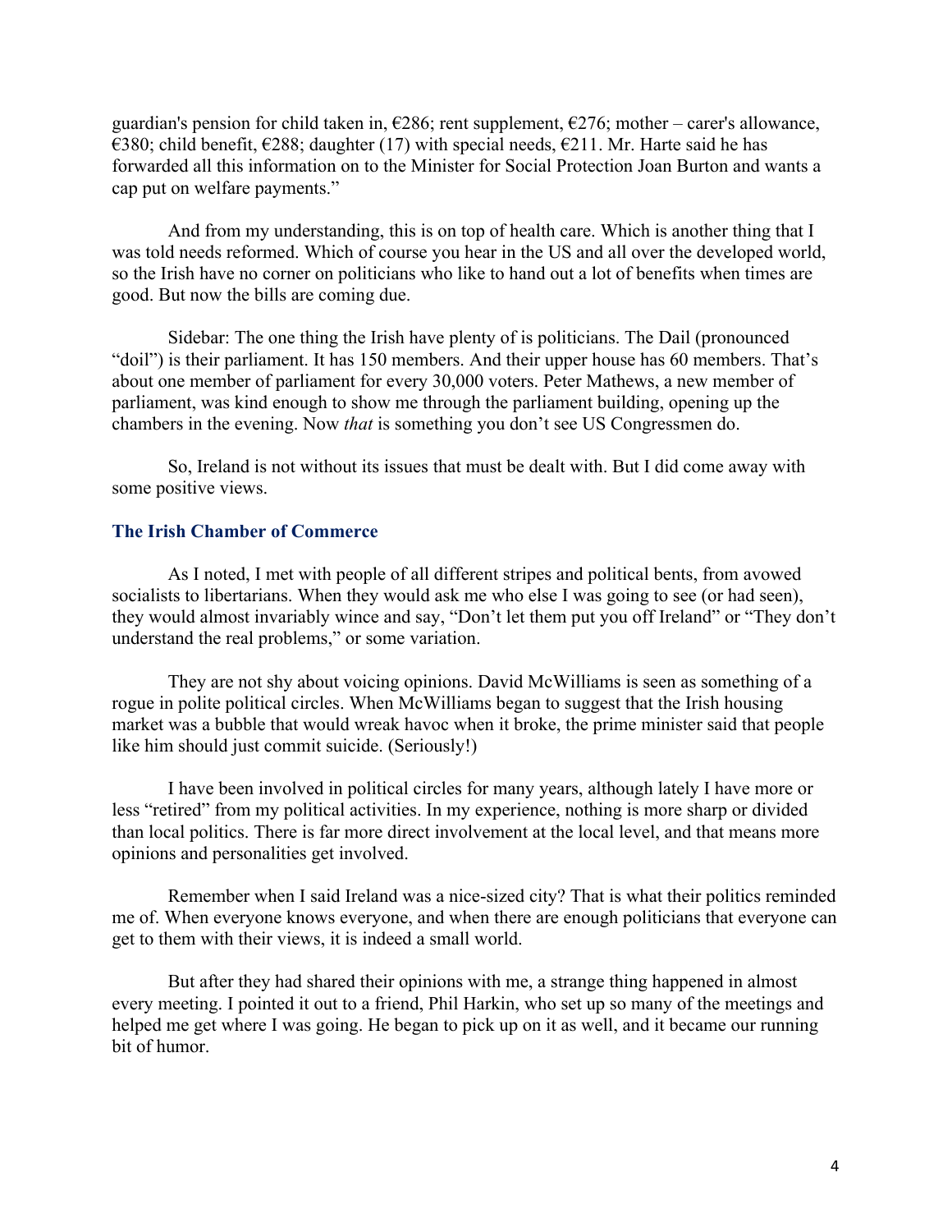guardian's pension for child taken in, €286; rent supplement, €276; mother – carer's allowance, €380; child benefit, €288; daughter (17) with special needs, €211. Mr. Harte said he has forwarded all this information on to the Minister for Social Protection Joan Burton and wants a cap put on welfare payments."

And from my understanding, this is on top of health care. Which is another thing that I was told needs reformed. Which of course you hear in the US and all over the developed world, so the Irish have no corner on politicians who like to hand out a lot of benefits when times are good. But now the bills are coming due.

Sidebar: The one thing the Irish have plenty of is politicians. The Dail (pronounced "doil") is their parliament. It has 150 members. And their upper house has 60 members. That's about one member of parliament for every 30,000 voters. Peter Mathews, a new member of parliament, was kind enough to show me through the parliament building, opening up the chambers in the evening. Now *that* is something you don't see US Congressmen do.

So, Ireland is not without its issues that must be dealt with. But I did come away with some positive views.

### The Irish Chamber of Commerce

As I noted, I met with people of all different stripes and political bents, from avowed socialists to libertarians. When they would ask me who else I was going to see (or had seen), they would almost invariably wince and say, "Don't let them put you off Ireland" or "They don't understand the real problems," or some variation.

They are not shy about voicing opinions. David McWilliams is seen as something of a rogue in polite political circles. When McWilliams began to suggest that the Irish housing market was a bubble that would wreak havoc when it broke, the prime minister said that people like him should just commit suicide. (Seriously!)

I have been involved in political circles for many years, although lately I have more or less "retired" from my political activities. In my experience, nothing is more sharp or divided than local politics. There is far more direct involvement at the local level, and that means more opinions and personalities get involved.

Remember when I said Ireland was a nice-sized city? That is what their politics reminded me of. When everyone knows everyone, and when there are enough politicians that everyone can get to them with their views, it is indeed a small world.

But after they had shared their opinions with me, a strange thing happened in almost every meeting. I pointed it out to a friend, Phil Harkin, who set up so many of the meetings and helped me get where I was going. He began to pick up on it as well, and it became our running bit of humor.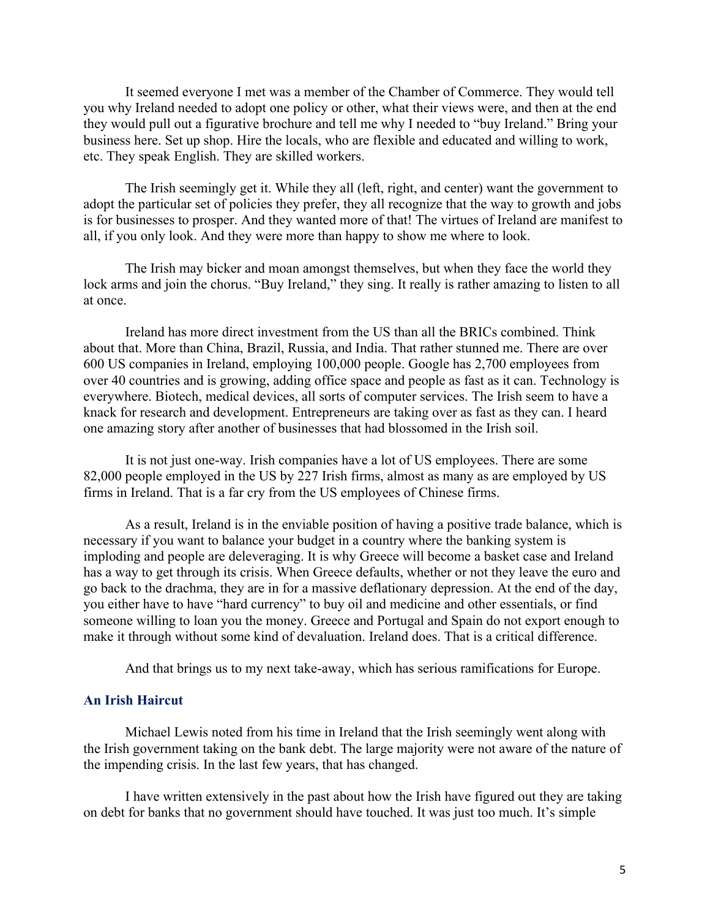It seemed everyone I met was a member of the Chamber of Commerce. They would tell you why Ireland needed to adopt one policy or other, what their views were, and then at the end they would pull out a figurative brochure and tell me why I needed to "buy Ireland." Bring your business here. Set up shop. Hire the locals, who are flexible and educated and willing to work, etc. They speak English. They are skilled workers.

The Irish seemingly get it. While they all (left, right, and center) want the government to adopt the particular set of policies they prefer, they all recognize that the way to growth and jobs is for businesses to prosper. And they wanted more of that! The virtues of Ireland are manifest to all, if you only look. And they were more than happy to show me where to look.

The Irish may bicker and moan amongst themselves, but when they face the world they lock arms and join the chorus. "Buy Ireland," they sing. It really is rather amazing to listen to all at once.

Ireland has more direct investment from the US than all the BRICs combined. Think about that. More than China, Brazil, Russia, and India. That rather stunned me. There are over 600 US companies in Ireland, employing 100,000 people. Google has 2,700 employees from over 40 countries and is growing, adding office space and people as fast as it can. Technology is everywhere. Biotech, medical devices, all sorts of computer services. The Irish seem to have a knack for research and development. Entrepreneurs are taking over as fast as they can. I heard one amazing story after another of businesses that had blossomed in the Irish soil.

It is not just one-way. Irish companies have a lot of US employees. There are some 82,000 people employed in the US by 227 Irish firms, almost as many as are employed by US firms in Ireland. That is a far cry from the US employees of Chinese firms.

As a result, Ireland is in the enviable position of having a positive trade balance, which is necessary if you want to balance your budget in a country where the banking system is imploding and people are deleveraging. It is why Greece will become a basket case and Ireland has a way to get through its crisis. When Greece defaults, whether or not they leave the euro and go back to the drachma, they are in for a massive deflationary depression. At the end of the day, you either have to have "hard currency" to buy oil and medicine and other essentials, or find someone willing to loan you the money. Greece and Portugal and Spain do not export enough to make it through without some kind of devaluation. Ireland does. That is a critical difference.

And that brings us to my next take-away, which has serious ramifications for Europe.

### An Irish Haircut

Michael Lewis noted from his time in Ireland that the Irish seemingly went along with the Irish government taking on the bank debt. The large majority were not aware of the nature of the impending crisis. In the last few years, that has changed.

I have written extensively in the past about how the Irish have figured out they are taking on debt for banks that no government should have touched. It was just too much. It's simple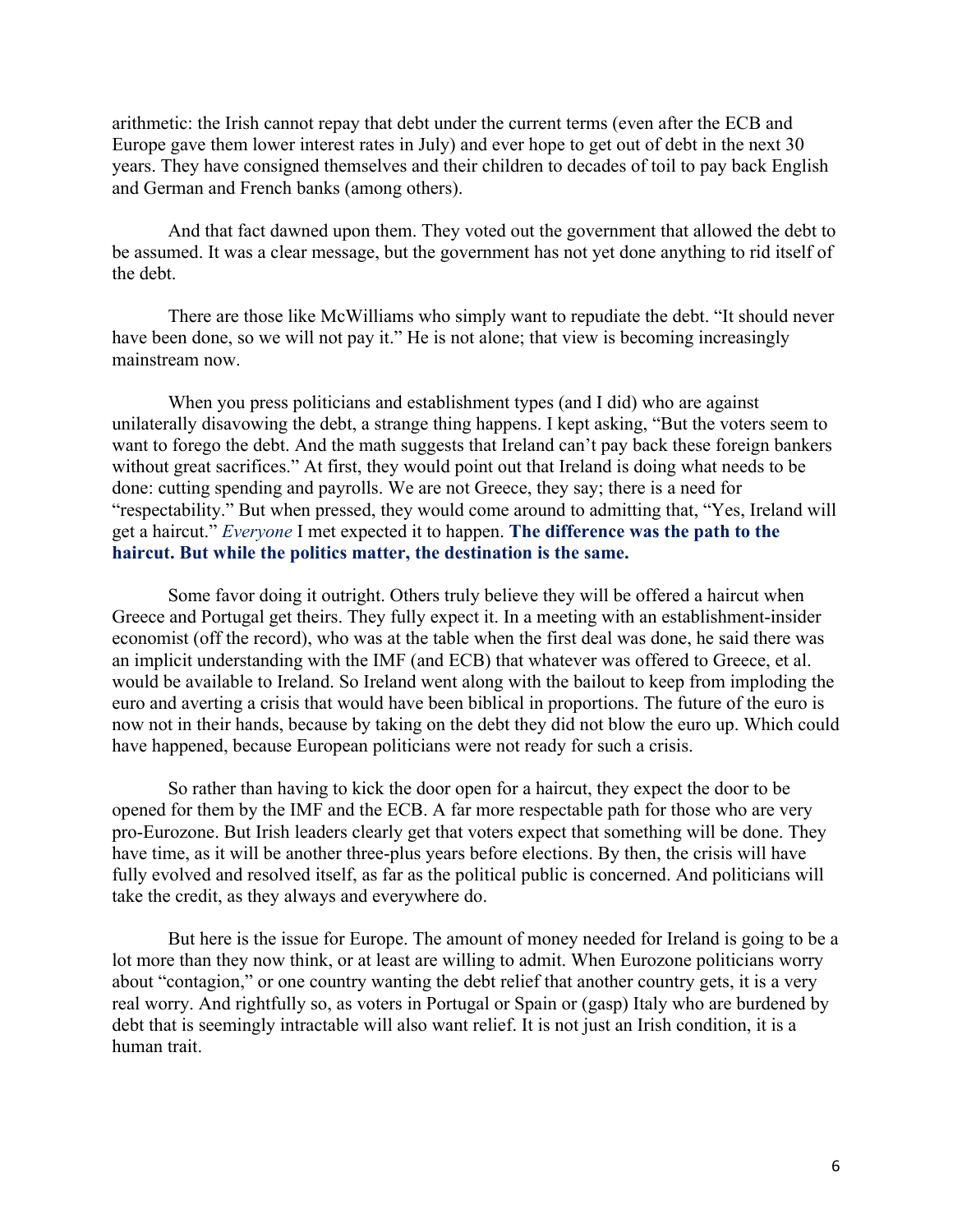arithmetic: the Irish cannot repay that debt under the current terms (even after the ECB and Europe gave them lower interest rates in July) and ever hope to get out of debt in the next 30 years. They have consigned themselves and their children to decades of toil to pay back English and German and French banks (among others).

And that fact dawned upon them. They voted out the government that allowed the debt to be assumed. It was a clear message, but the government has not yet done anything to rid itself of the debt.

There are those like McWilliams who simply want to repudiate the debt. "It should never have been done, so we will not pay it." He is not alone; that view is becoming increasingly mainstream now.

When you press politicians and establishment types (and I did) who are against unilaterally disavowing the debt, a strange thing happens. I kept asking, "But the voters seem to want to forego the debt. And the math suggests that Ireland can't pay back these foreign bankers without great sacrifices." At first, they would point out that Ireland is doing what needs to be done: cutting spending and payrolls. We are not Greece, they say; there is a need for "respectability." But when pressed, they would come around to admitting that, "Yes, Ireland will get a haircut." *Everyone* I met expected it to happen. **The difference was the path to the haircut. But while the politics matter, the destination is the same.**

Some favor doing it outright. Others truly believe they will be offered a haircut when Greece and Portugal get theirs. They fully expect it. In a meeting with an establishment-insider economist (off the record), who was at the table when the first deal was done, he said there was an implicit understanding with the IMF (and ECB) that whatever was offered to Greece, et al. would be available to Ireland. So Ireland went along with the bailout to keep from imploding the euro and averting a crisis that would have been biblical in proportions. The future of the euro is now not in their hands, because by taking on the debt they did not blow the euro up. Which could have happened, because European politicians were not ready for such a crisis.

So rather than having to kick the door open for a haircut, they expect the door to be opened for them by the IMF and the ECB. A far more respectable path for those who are very pro-Eurozone. But Irish leaders clearly get that voters expect that something will be done. They have time, as it will be another three-plus years before elections. By then, the crisis will have fully evolved and resolved itself, as far as the political public is concerned. And politicians will take the credit, as they always and everywhere do.

But here is the issue for Europe. The amount of money needed for Ireland is going to be a lot more than they now think, or at least are willing to admit. When Eurozone politicians worry about "contagion," or one country wanting the debt relief that another country gets, it is a very real worry. And rightfully so, as voters in Portugal or Spain or (gasp) Italy who are burdened by debt that is seemingly intractable will also want relief. It is not just an Irish condition, it is a human trait.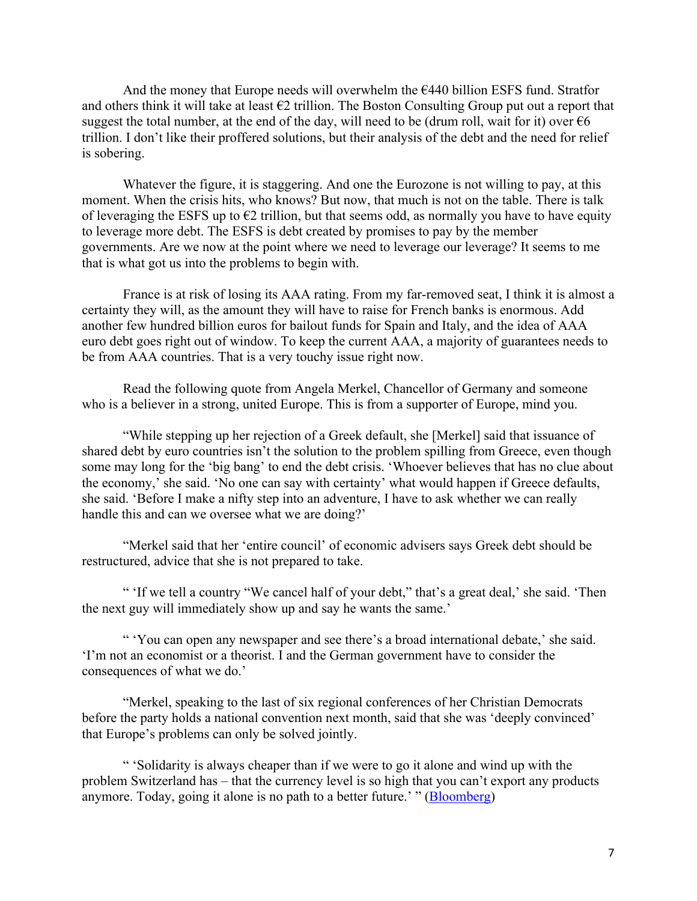And the money that Europe needs will overwhelm the €440 billion ESFS fund. Stratfor and others think it will take at least €2 trillion. The Boston Consulting Group put out a report that suggest the total number, at the end of the day, will need to be (drum roll, wait for it) over €6 trillion. I don't like their proffered solutions, but their analysis of the debt and the need for relief is sobering.

Whatever the figure, it is staggering. And one the Eurozone is not willing to pay, at this moment. When the crisis hits, who knows? But now, that much is not on the table. There is talk of leveraging the ESFS up to €2 trillion, but that seems odd, as normally you have to have equity to leverage more debt. The ESFS is debt created by promises to pay by the member governments. Are we now at the point where we need to leverage our leverage? It seems to me that is what got us into the problems to begin with.

France is at risk of losing its AAA rating. From my far-removed seat, I think it is almost a certainty they will, as the amount they will have to raise for French banks is enormous. Add another few hundred billion euros for bailout funds for Spain and Italy, and the idea of AAA euro debt goes right out of window. To keep the current AAA, a majority of guarantees needs to be from AAA countries. That is a very touchy issue right now.

Read the following quote from Angela Merkel, Chancellor of Germany and someone who is a believer in a strong, united Europe. This is from a supporter of Europe, mind you.

"While stepping up her rejection of a Greek default, she [Merkel] said that issuance of shared debt by euro countries isn't the solution to the problem spilling from Greece, even though some may long for the 'big bang' to end the debt crisis. 'Whoever believes that has no clue about the economy,' she said. 'No one can say with certainty' what would happen if Greece defaults, she said. 'Before I make a nifty step into an adventure, I have to ask whether we can really handle this and can we oversee what we are doing?'

"Merkel said that her 'entire council' of economic advisers says Greek debt should be restructured, advice that she is not prepared to take.

" 'If we tell a country "We cancel half of your debt," that's a great deal,' she said. 'Then the next guy will immediately show up and say he wants the same.'

" 'You can open any newspaper and see there's a broad international debate,' she said. 'I'm not an economist or a theorist. I and the German government have to consider the consequences of what we do.'

"Merkel, speaking to the last of six regional conferences of her Christian Democrats before the party holds a national convention next month, said that she was 'deeply convinced' that Europe's problems can only be solved jointly.

" 'Solidarity is always cheaper than if we were to go it alone and wind up with the problem Switzerland has – that the currency level is so high that you can't export any products anymore. Today, going it alone is no path to a better future.' " (Bloomberg)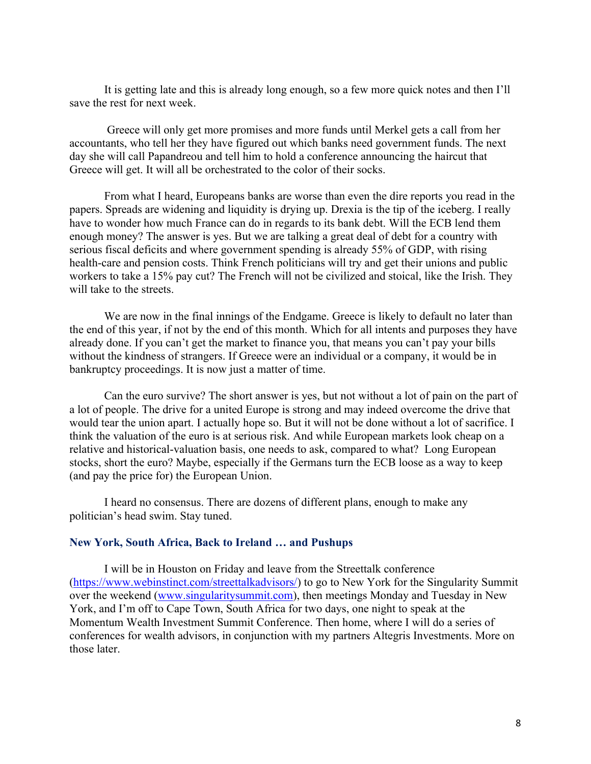It is getting late and this is already long enough, so a few more quick notes and then I'll save the rest for next week.

Greece will only get more promises and more funds until Merkel gets a call from her accountants, who tell her they have figured out which banks need government funds. The next day she will call Papandreou and tell him to hold a conference announcing the haircut that Greece will get. It will all be orchestrated to the color of their socks.

From what I heard, Europeans banks are worse than even the dire reports you read in the papers. Spreads are widening and liquidity is drying up. Drexia is the tip of the iceberg. I really have to wonder how much France can do in regards to its bank debt. Will the ECB lend them enough money? The answer is yes. But we are talking a great deal of debt for a country with serious fiscal deficits and where government spending is already 55% of GDP, with rising health-care and pension costs. Think French politicians will try and get their unions and public workers to take a 15% pay cut? The French will not be civilized and stoical, like the Irish. They will take to the streets.

We are now in the final innings of the Endgame. Greece is likely to default no later than the end of this year, if not by the end of this month. Which for all intents and purposes they have already done. If you can't get the market to finance you, that means you can't pay your bills without the kindness of strangers. If Greece were an individual or a company, it would be in bankruptcy proceedings. It is now just a matter of time.

Can the euro survive? The short answer is yes, but not without a lot of pain on the part of a lot of people. The drive for a united Europe is strong and may indeed overcome the drive that would tear the union apart. I actually hope so. But it will not be done without a lot of sacrifice. I think the valuation of the euro is at serious risk. And while European markets look cheap on a relative and historical-valuation basis, one needs to ask, compared to what? Long European stocks, short the euro? Maybe, especially if the Germans turn the ECB loose as a way to keep (and pay the price for) the European Union.

I heard no consensus. There are dozens of different plans, enough to make any politician's head swim. Stay tuned.

### New York, South Africa, Back to Ireland … and Pushups

I will be in Houston on Friday and leave from the Streettalk conference (https://www.webinstinct.com/streettalkadvisors/) to go to New York for the Singularity Summit over the weekend (www.singularitysummit.com), then meetings Monday and Tuesday in New York, and I'm off to Cape Town, South Africa for two days, one night to speak at the Momentum Wealth Investment Summit Conference. Then home, where I will do a series of conferences for wealth advisors, in conjunction with my partners Altegris Investments. More on those later.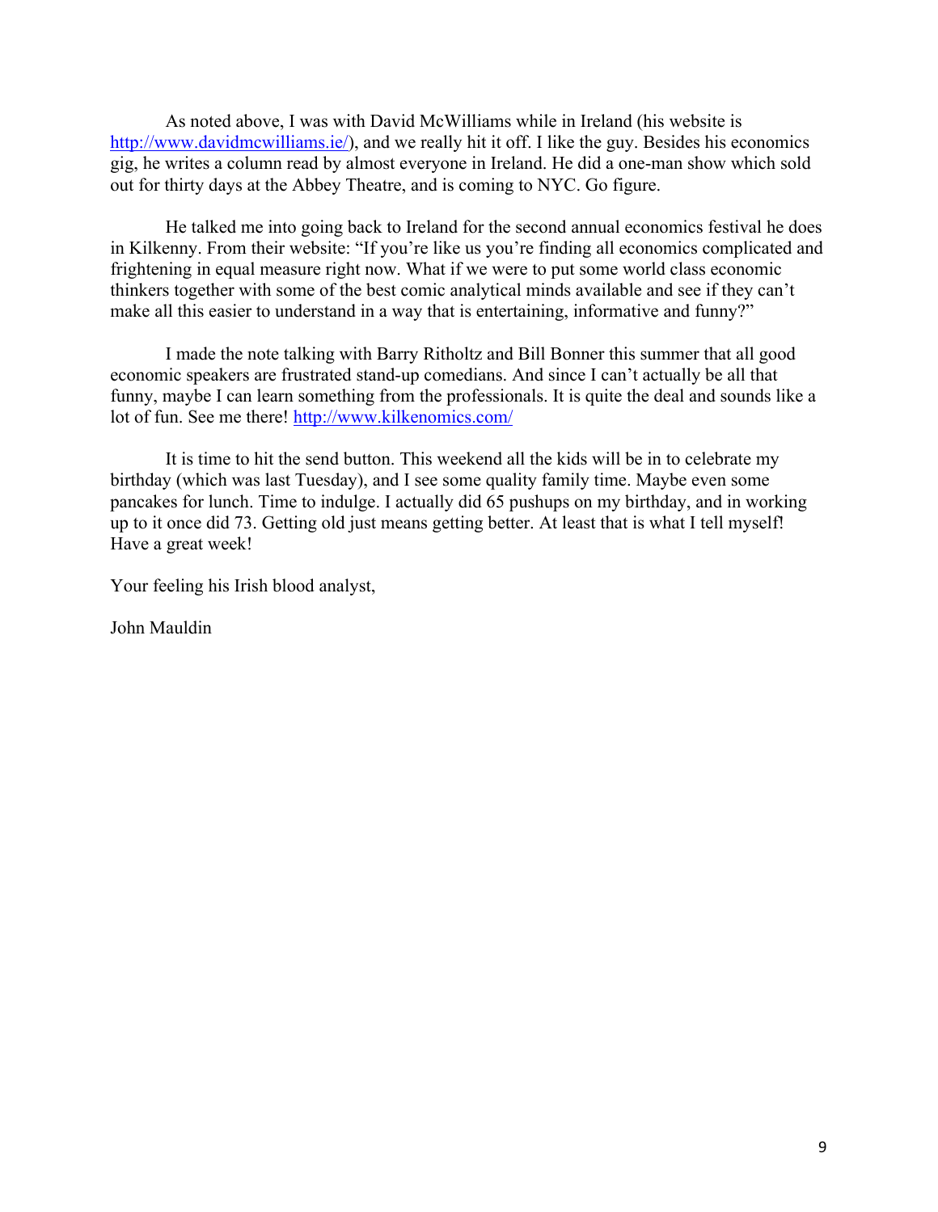As noted above, I was with David McWilliams while in Ireland (his website is [http://www.davidmcwilliams.ie/](http://www.davidmcwilliams.ie/)), and we really hit it off. I like the guy. Besides his economics gig, he writes a column read by almost everyone in Ireland. He did a one-man show which sold out for thirty days at the Abbey Theatre, and is coming to NYC. Go figure.

He talked me into going back to Ireland for the second annual economics festival he does in Kilkenny. From their website: "If you're like us you're finding all economics complicated and frightening in equal measure right now. What if we were to put some world class economic thinkers together with some of the best comic analytical minds available and see if they can't make all this easier to understand in a way that is entertaining, informative and funny?"

I made the note talking with Barry Ritholtz and Bill Bonner this summer that all good economic speakers are frustrated stand-up comedians. And since I can't actually be all that funny, maybe I can learn something from the professionals. It is quite the deal and sounds like a lot of fun. See me there! [http://www.kilkenomics.com/](http://www.kilkenomics.com/)

It is time to hit the send button. This weekend all the kids will be in to celebrate my birthday (which was last Tuesday), and I see some quality family time. Maybe even some pancakes for lunch. Time to indulge. I actually did 65 pushups on my birthday, and in working up to it once did 73. Getting old just means getting better. At least that is what I tell myself! Have a great week!

Your feeling his Irish blood analyst,

John Mauldin